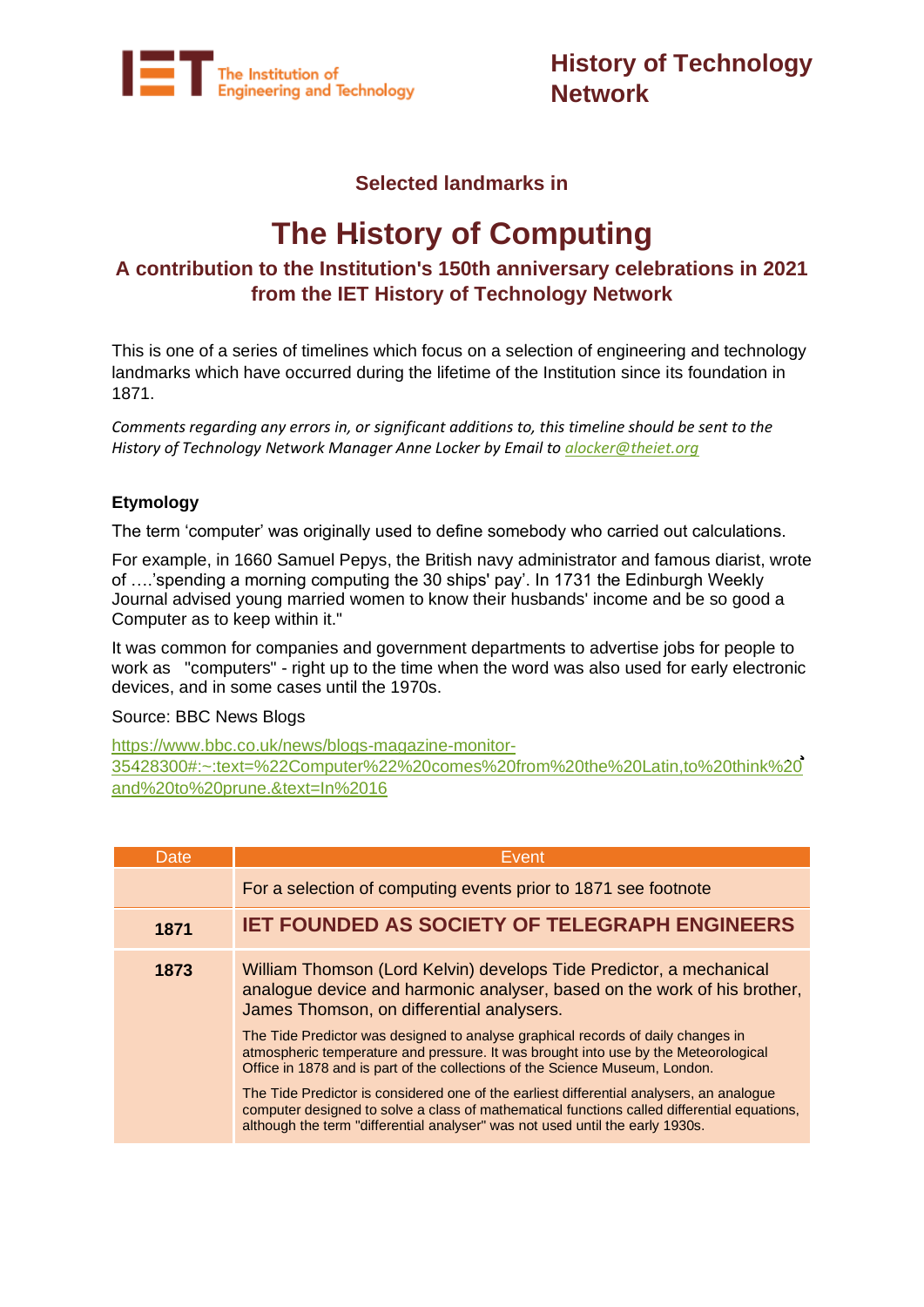The Institution of Engineering and Technology

**History of Technology Network**

### Selected landmarks in

# The History of Computing

### A contribution to the Institution's 150th anniversary celebrations in 2021 from the IET History of Technology Network

This is one of a series of timelines which focus on a selection of engineering and technology landmarks which have occurred during the lifetime of the Institution since its foundation in 1871.

*Comments regarding any errors in, or significant additions to, this timeline should be sent to the History of Technology Network Manager Anne Locker by Email to [alocker@theiet.org](mailto:alocker@theiet.org)*

**Etymology**

The term 'computer' was originally used to define somebody who carried out calculations.

For example, in 1660 Samuel Pepys, the British navy administrator and famous diarist, wrote of ….'spending a morning computing the 30 ships' pay'. In 1731 the Edinburgh Weekly Journal advised young married women to know their husbands' income and be so good a Computer as to keep within it."

It was common for companies and government departments to advertise jobs for people to work as "computers" - right up to the time when the word was also used for early electronic devices, and in some cases until the 1970s.

Source: BBC News Blogs

https://www.bbc.co.uk/news/blogs-magazine-monitor-35428300#:~:text=%22Computer%22%20comes%20from%20the%20Latin,to%20think%20and%20to%20prune.&text=In%2016

| Date | Event |
|---|---|
| | For a selection of computing events prior to 1871 see footnote |
| **1871** | **IET FOUNDED AS SOCIETY OF TELEGRAPH ENGINEERS** |
| **1873** | William Thomson (Lord Kelvin) develops Tide Predictor, a mechanical analogue device and harmonic analyser, based on the work of his brother, James Thomson, on differential analysers.<br><br>The Tide Predictor was designed to analyse graphical records of daily changes in atmospheric temperature and pressure. It was brought into use by the Meteorological Office in 1878 and is part of the collections of the Science Museum, London.<br><br>The Tide Predictor is considered one of the earliest differential analysers, an analogue computer designed to solve a class of mathematical functions called differential equations, although the term "differential analyser" was not used until the early 1930s. |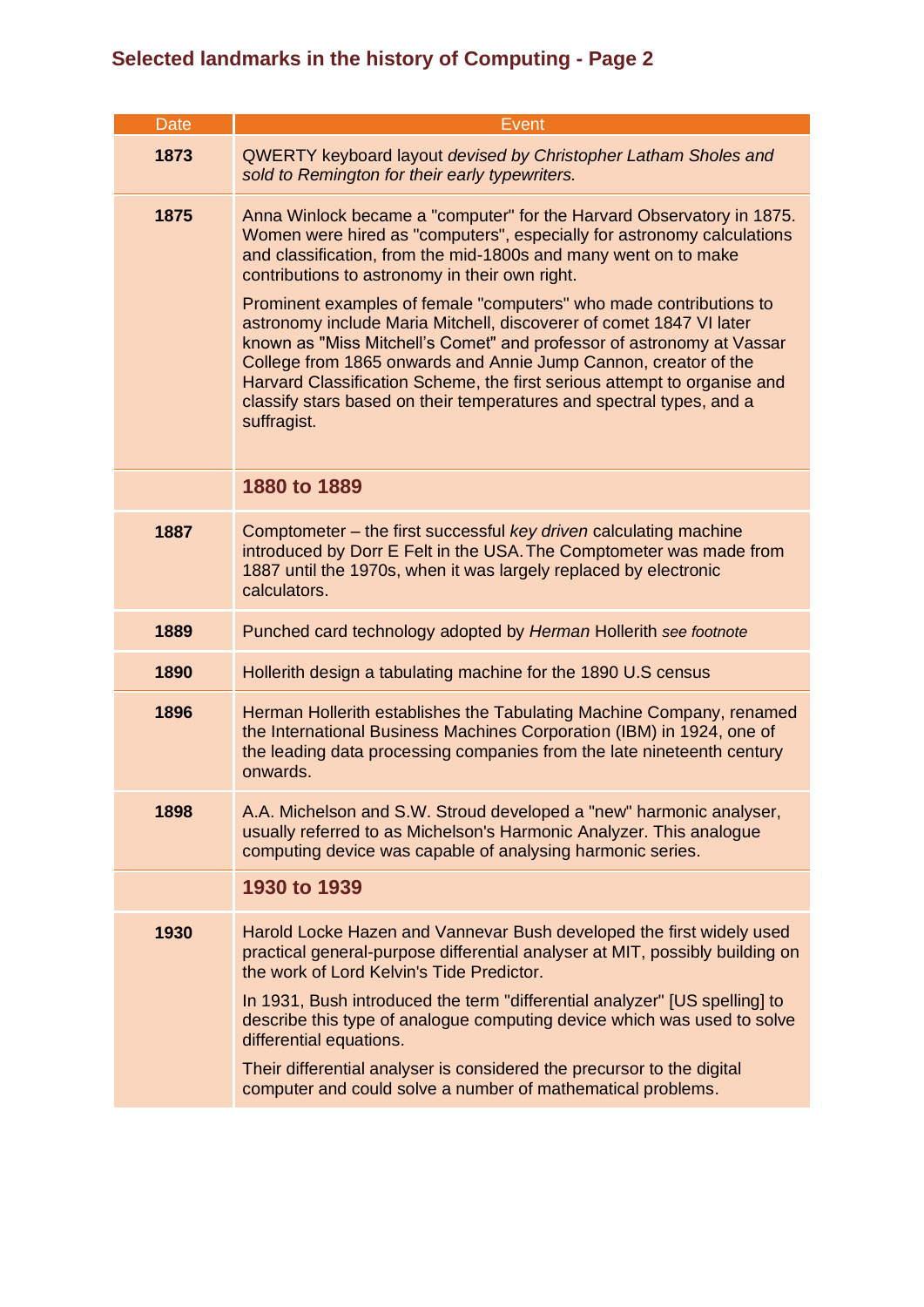## Selected landmarks in the history of Computing - Page 2

| Date | Event |
| --- | --- |
| **1873** | QWERTY keyboard layout *devised by Christopher Latham Sholes and sold to Remington for their early typewriters.* |
| **1875** | Anna Winlock became a "computer" for the Harvard Observatory in 1875. Women were hired as "computers", especially for astronomy calculations and classification, from the mid-1800s and many went on to make contributions to astronomy in their own right.<br><br>Prominent examples of female "computers" who made contributions to astronomy include Maria Mitchell, discoverer of comet 1847 VI later known as "Miss Mitchell's Comet" and professor of astronomy at Vassar College from 1865 onwards and Annie Jump Cannon, creator of the Harvard Classification Scheme, the first serious attempt to organise and classify stars based on their temperatures and spectral types, and a suffragist. |
| | **1880 to 1889** |
| **1887** | Comptometer – the first successful *key driven* calculating machine introduced by Dorr E Felt in the USA. The Comptometer was made from 1887 until the 1970s, when it was largely replaced by electronic calculators. |
| **1889** | Punched card technology adopted by *Herman* Hollerith *see footnote* |
| **1890** | Hollerith design a tabulating machine for the 1890 U.S census |
| **1896** | Herman Hollerith establishes the Tabulating Machine Company, renamed the International Business Machines Corporation (IBM) in 1924, one of the leading data processing companies from the late nineteenth century onwards. |
| **1898** | A.A. Michelson and S.W. Stroud developed a "new" harmonic analyser, usually referred to as Michelson's Harmonic Analyzer. This analogue computing device was capable of analysing harmonic series. |
| | **1930 to 1939** |
| **1930** | Harold Locke Hazen and Vannevar Bush developed the first widely used practical general-purpose differential analyser at MIT, possibly building on the work of Lord Kelvin's Tide Predictor.<br><br>In 1931, Bush introduced the term "differential analyzer" [US spelling] to describe this type of analogue computing device which was used to solve differential equations.<br><br>Their differential analyser is considered the precursor to the digital computer and could solve a number of mathematical problems. |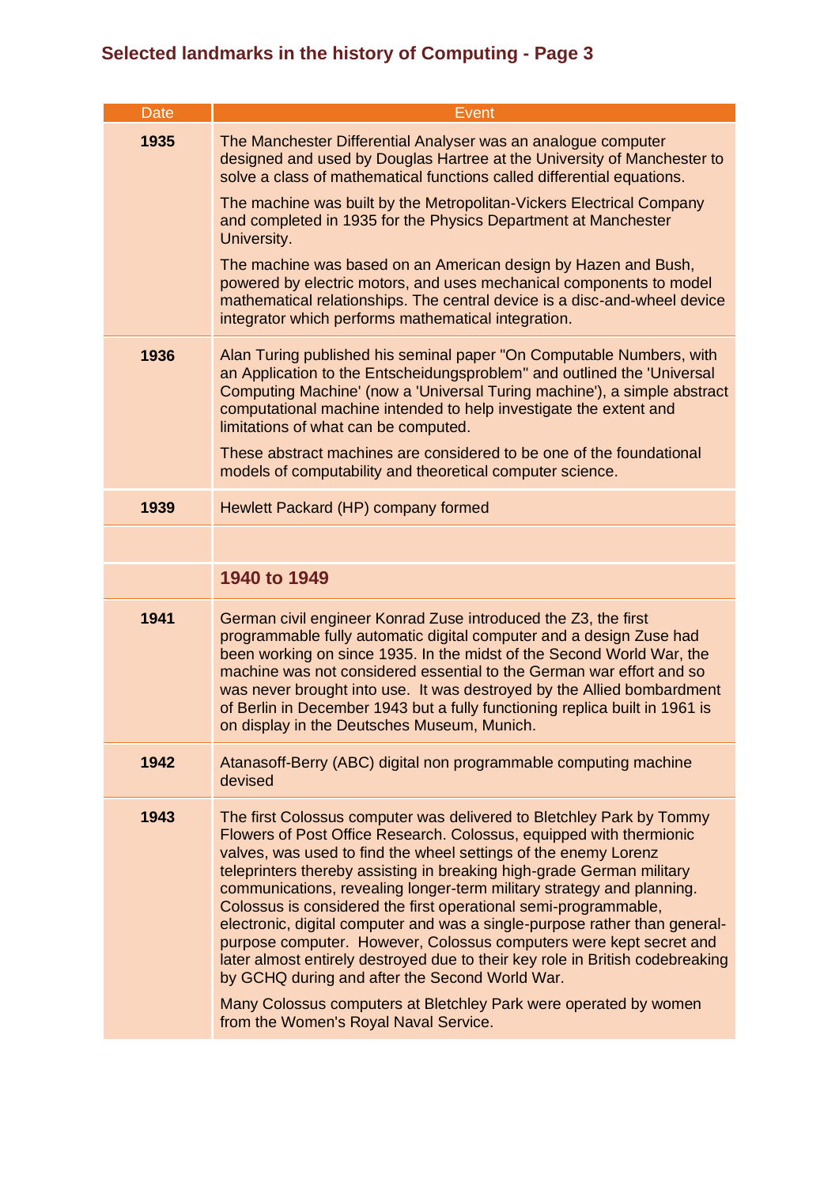## Selected landmarks in the history of Computing - Page 3

| Date | Event |
|---|---|
| **1935** | The Manchester Differential Analyser was an analogue computer designed and used by Douglas Hartree at the University of Manchester to solve a class of mathematical functions called differential equations.<br><br>The machine was built by the Metropolitan-Vickers Electrical Company and completed in 1935 for the Physics Department at Manchester University.<br><br>The machine was based on an American design by Hazen and Bush, powered by electric motors, and uses mechanical components to model mathematical relationships. The central device is a disc-and-wheel device integrator which performs mathematical integration. |
| **1936** | Alan Turing published his seminal paper "On Computable Numbers, with an Application to the Entscheidungsproblem" and outlined the 'Universal Computing Machine' (now a 'Universal Turing machine'), a simple abstract computational machine intended to help investigate the extent and limitations of what can be computed.<br><br>These abstract machines are considered to be one of the foundational models of computability and theoretical computer science. |
| **1939** | Hewlett Packard (HP) company formed |
| | |
| | **1940 to 1949** |
| **1941** | German civil engineer Konrad Zuse introduced the Z3, the first programmable fully automatic digital computer and a design Zuse had been working on since 1935. In the midst of the Second World War, the machine was not considered essential to the German war effort and so was never brought into use. It was destroyed by the Allied bombardment of Berlin in December 1943 but a fully functioning replica built in 1961 is on display in the Deutsches Museum, Munich. |
| **1942** | Atanasoff-Berry (ABC) digital non programmable computing machine devised |
| **1943** | The first Colossus computer was delivered to Bletchley Park by Tommy Flowers of Post Office Research. Colossus, equipped with thermionic valves, was used to find the wheel settings of the enemy Lorenz teleprinters thereby assisting in breaking high-grade German military communications, revealing longer-term military strategy and planning. Colossus is considered the first operational semi-programmable, electronic, digital computer and was a single-purpose rather than general-purpose computer. However, Colossus computers were kept secret and later almost entirely destroyed due to their key role in British codebreaking by GCHQ during and after the Second World War.<br><br>Many Colossus computers at Bletchley Park were operated by women from the Women's Royal Naval Service. |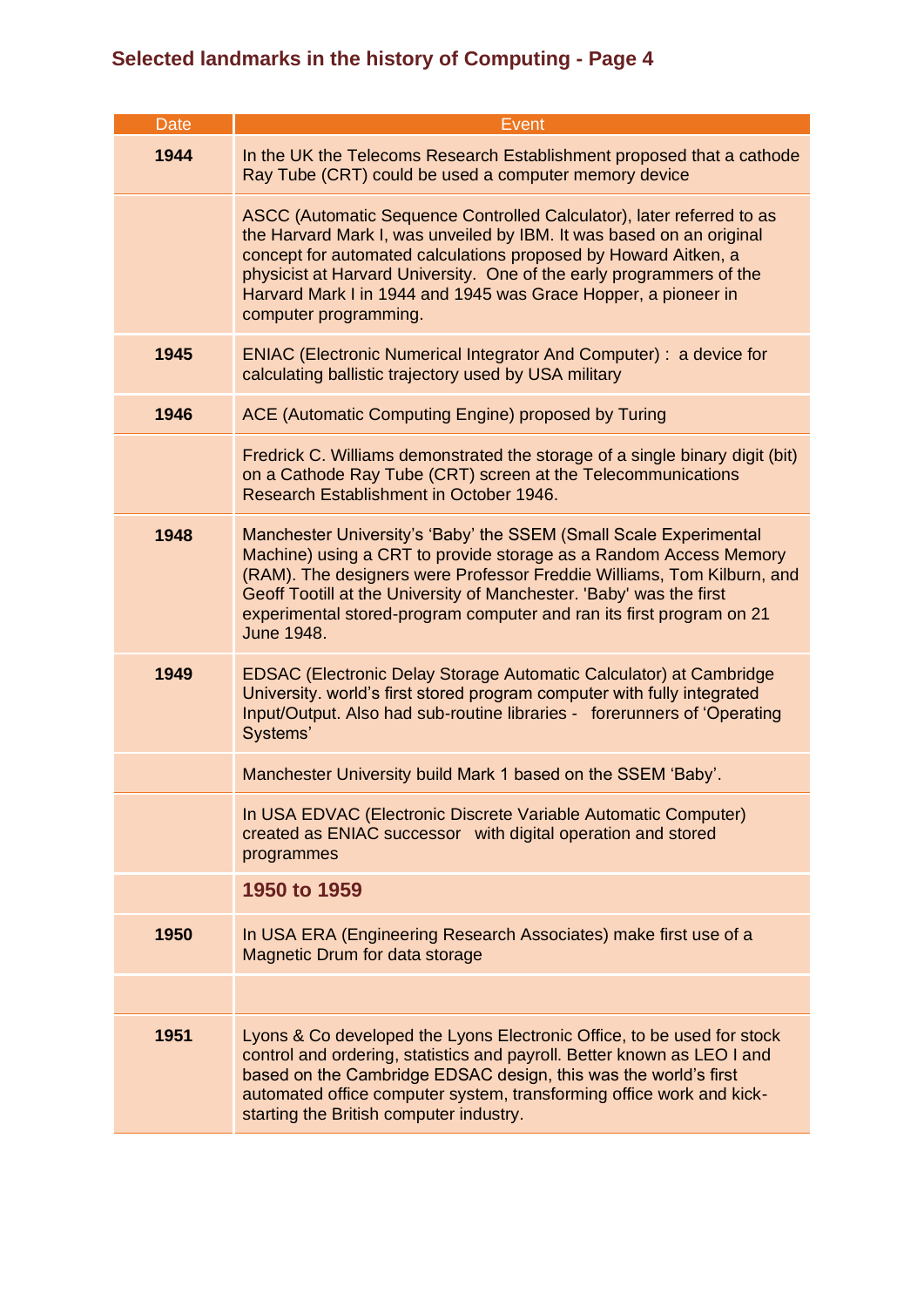## Selected landmarks in the history of Computing - Page 4

| Date | Event |
|---|---|
| **1944** | In the UK the Telecoms Research Establishment proposed that a cathode Ray Tube (CRT) could be used a computer memory device |
| | ASCC (Automatic Sequence Controlled Calculator), later referred to as the Harvard Mark I, was unveiled by IBM. It was based on an original concept for automated calculations proposed by Howard Aitken, a physicist at Harvard University. One of the early programmers of the Harvard Mark I in 1944 and 1945 was Grace Hopper, a pioneer in computer programming. |
| **1945** | ENIAC (Electronic Numerical Integrator And Computer) : a device for calculating ballistic trajectory used by USA military |
| **1946** | ACE (Automatic Computing Engine) proposed by Turing |
| | Fredrick C. Williams demonstrated the storage of a single binary digit (bit) on a Cathode Ray Tube (CRT) screen at the Telecommunications Research Establishment in October 1946. |
| **1948** | Manchester University's 'Baby' the SSEM (Small Scale Experimental Machine) using a CRT to provide storage as a Random Access Memory (RAM). The designers were Professor Freddie Williams, Tom Kilburn, and Geoff Tootill at the University of Manchester. 'Baby' was the first experimental stored-program computer and ran its first program on 21 June 1948. |
| **1949** | EDSAC (Electronic Delay Storage Automatic Calculator) at Cambridge University. world's first stored program computer with fully integrated Input/Output. Also had sub-routine libraries - forerunners of 'Operating Systems' |
| | Manchester University build Mark 1 based on the SSEM 'Baby'. |
| | In USA EDVAC (Electronic Discrete Variable Automatic Computer) created as ENIAC successor with digital operation and stored programmes |
| | **1950 to 1959** |
| **1950** | In USA ERA (Engineering Research Associates) make first use of a Magnetic Drum for data storage |
| | |
| **1951** | Lyons & Co developed the Lyons Electronic Office, to be used for stock control and ordering, statistics and payroll. Better known as LEO I and based on the Cambridge EDSAC design, this was the world's first automated office computer system, transforming office work and kick-starting the British computer industry. |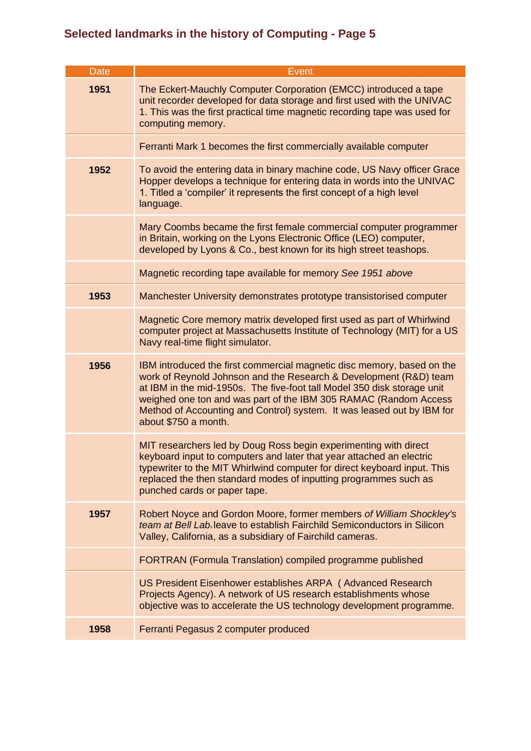## Selected landmarks in the history of Computing - Page 5

| Date | Event |
|---|---|
| **1951** | The Eckert-Mauchly Computer Corporation (EMCC) introduced a tape unit recorder developed for data storage and first used with the UNIVAC 1. This was the first practical time magnetic recording tape was used for computing memory. |
| | Ferranti Mark 1 becomes the first commercially available computer |
| **1952** | To avoid the entering data in binary machine code, US Navy officer Grace Hopper develops a technique for entering data in words into the UNIVAC 1. Titled a 'compiler' it represents the first concept of a high level language. |
| | Mary Coombs became the first female commercial computer programmer in Britain, working on the Lyons Electronic Office (LEO) computer, developed by Lyons & Co., best known for its high street teashops. |
| | Magnetic recording tape available for memory *See 1951 above* |
| **1953** | Manchester University demonstrates prototype transistorised computer |
| | Magnetic Core memory matrix developed first used as part of Whirlwind computer project at Massachusetts Institute of Technology (MIT) for a US Navy real-time flight simulator. |
| **1956** | IBM introduced the first commercial magnetic disc memory, based on the work of Reynold Johnson and the Research & Development (R&D) team at IBM in the mid-1950s. The five-foot tall Model 350 disk storage unit weighed one ton and was part of the IBM 305 RAMAC (Random Access Method of Accounting and Control) system. It was leased out by IBM for about $750 a month. |
| | MIT researchers led by Doug Ross begin experimenting with direct keyboard input to computers and later that year attached an electric typewriter to the MIT Whirlwind computer for direct keyboard input. This replaced the then standard modes of inputting programmes such as punched cards or paper tape. |
| **1957** | Robert Noyce and Gordon Moore, former members *of William Shockley's team at Bell Lab*, leave to establish Fairchild Semiconductors in Silicon Valley, California, as a subsidiary of Fairchild cameras. |
| | FORTRAN (Formula Translation) compiled programme published |
| | US President Eisenhower establishes ARPA ( Advanced Research Projects Agency). A network of US research establishments whose objective was to accelerate the US technology development programme. |
| **1958** | Ferranti Pegasus 2 computer produced |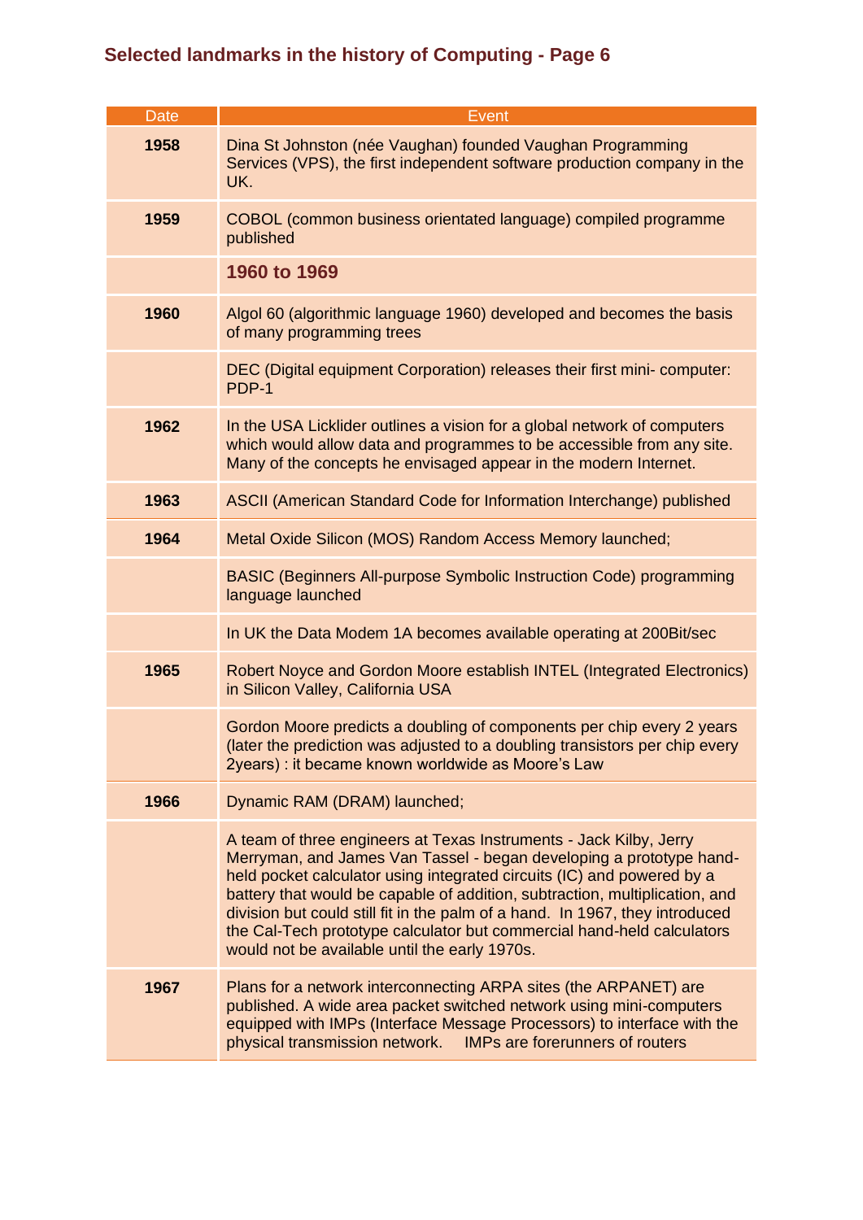## Selected landmarks in the history of Computing - Page 6

| Date | Event |
|---|---|
| **1958** | Dina St Johnston (née Vaughan) founded Vaughan Programming Services (VPS), the first independent software production company in the UK. |
| **1959** | COBOL (common business orientated language) compiled programme published |
| | **1960 to 1969** |
| **1960** | Algol 60 (algorithmic language 1960) developed and becomes the basis of many programming trees |
| | DEC (Digital equipment Corporation) releases their first mini- computer: PDP-1 |
| **1962** | In the USA Licklider outlines a vision for a global network of computers which would allow data and programmes to be accessible from any site. Many of the concepts he envisaged appear in the modern Internet. |
| **1963** | ASCII (American Standard Code for Information Interchange) published |
| **1964** | Metal Oxide Silicon (MOS) Random Access Memory launched; |
| | BASIC (Beginners All-purpose Symbolic Instruction Code) programming language launched |
| | In UK the Data Modem 1A becomes available operating at 200Bit/sec |
| **1965** | Robert Noyce and Gordon Moore establish INTEL (Integrated Electronics) in Silicon Valley, California USA |
| | Gordon Moore predicts a doubling of components per chip every 2 years (later the prediction was adjusted to a doubling transistors per chip every 2years) : it became known worldwide as Moore's Law |
| **1966** | Dynamic RAM (DRAM) launched; |
| | A team of three engineers at Texas Instruments - Jack Kilby, Jerry Merryman, and James Van Tassel - began developing a prototype hand-held pocket calculator using integrated circuits (IC) and powered by a battery that would be capable of addition, subtraction, multiplication, and division but could still fit in the palm of a hand. In 1967, they introduced the Cal-Tech prototype calculator but commercial hand-held calculators would not be available until the early 1970s. |
| **1967** | Plans for a network interconnecting ARPA sites (the ARPANET) are published. A wide area packet switched network using mini-computers equipped with IMPs (Interface Message Processors) to interface with the physical transmission network. IMPs are forerunners of routers |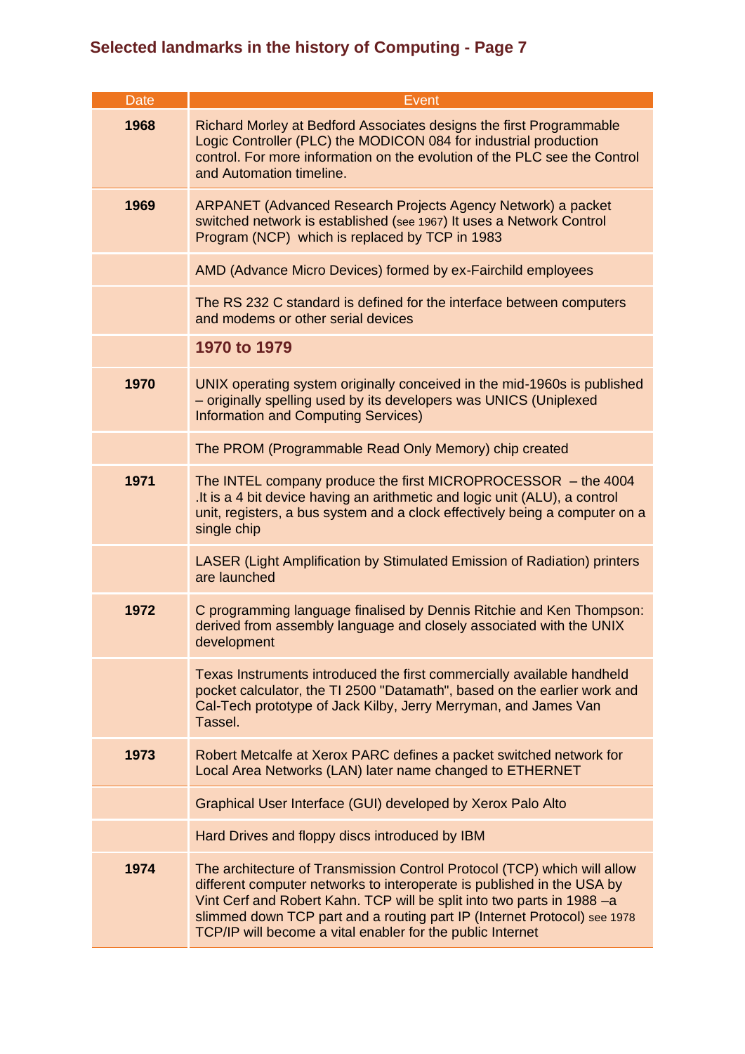## Selected landmarks in the history of Computing - Page 7

| Date | Event |
|---|---|
| **1968** | Richard Morley at Bedford Associates designs the first Programmable Logic Controller (PLC) the MODICON 084 for industrial production control. For more information on the evolution of the PLC see the Control and Automation timeline. |
| **1969** | ARPANET (Advanced Research Projects Agency Network) a packet switched network is established (see 1967) It uses a Network Control Program (NCP) which is replaced by TCP in 1983 |
| | AMD (Advance Micro Devices) formed by ex-Fairchild employees |
| | The RS 232 C standard is defined for the interface between computers and modems or other serial devices |
| | **1970 to 1979** |
| **1970** | UNIX operating system originally conceived in the mid-1960s is published – originally spelling used by its developers was UNICS (Uniplexed Information and Computing Services) |
| | The PROM (Programmable Read Only Memory) chip created |
| **1971** | The INTEL company produce the first MICROPROCESSOR – the 4004 .It is a 4 bit device having an arithmetic and logic unit (ALU), a control unit, registers, a bus system and a clock effectively being a computer on a single chip |
| | LASER (Light Amplification by Stimulated Emission of Radiation) printers are launched |
| **1972** | C programming language finalised by Dennis Ritchie and Ken Thompson: derived from assembly language and closely associated with the UNIX development |
| | Texas Instruments introduced the first commercially available handheld pocket calculator, the TI 2500 "Datamath", based on the earlier work and Cal-Tech prototype of Jack Kilby, Jerry Merryman, and James Van Tassel. |
| **1973** | Robert Metcalfe at Xerox PARC defines a packet switched network for Local Area Networks (LAN) later name changed to ETHERNET |
| | Graphical User Interface (GUI) developed by Xerox Palo Alto |
| | Hard Drives and floppy discs introduced by IBM |
| **1974** | The architecture of Transmission Control Protocol (TCP) which will allow different computer networks to interoperate is published in the USA by Vint Cerf and Robert Kahn. TCP will be split into two parts in 1988 –a slimmed down TCP part and a routing part IP (Internet Protocol) see 1978 TCP/IP will become a vital enabler for the public Internet |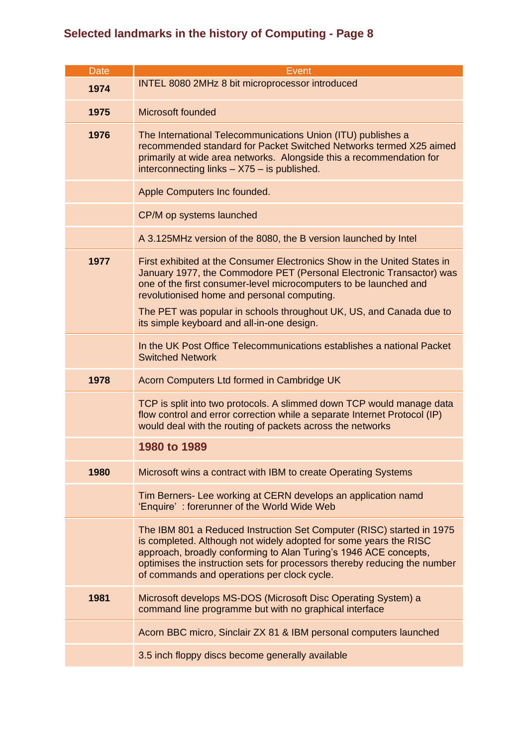## Selected landmarks in the history of Computing - Page 8

| Date | Event |
|---|---|
| **1974** | INTEL 8080 2MHz 8 bit microprocessor introduced |
| **1975** | Microsoft founded |
| **1976** | The International Telecommunications Union (ITU) publishes a recommended standard for Packet Switched Networks termed X25 aimed primarily at wide area networks. Alongside this a recommendation for interconnecting links – X75 – is published. |
| | Apple Computers Inc founded. |
| | CP/M op systems launched |
| | A 3.125MHz version of the 8080, the B version launched by Intel |
| **1977** | First exhibited at the Consumer Electronics Show in the United States in January 1977, the Commodore PET (Personal Electronic Transactor) was one of the first consumer-level microcomputers to be launched and revolutionised home and personal computing. The PET was popular in schools throughout UK, US, and Canada due to its simple keyboard and all-in-one design. |
| | In the UK Post Office Telecommunications establishes a national Packet Switched Network |
| **1978** | Acorn Computers Ltd formed in Cambridge UK |
| | TCP is split into two protocols. A slimmed down TCP would manage data flow control and error correction while a separate Internet Protocol (IP) would deal with the routing of packets across the networks |
| | **1980 to 1989** |
| **1980** | Microsoft wins a contract with IBM to create Operating Systems |
| | Tim Berners- Lee working at CERN develops an application namd 'Enquire' : forerunner of the World Wide Web |
| | The IBM 801 a Reduced Instruction Set Computer (RISC) started in 1975 is completed. Although not widely adopted for some years the RISC approach, broadly conforming to Alan Turing's 1946 ACE concepts, optimises the instruction sets for processors thereby reducing the number of commands and operations per clock cycle. |
| **1981** | Microsoft develops MS-DOS (Microsoft Disc Operating System) a command line programme but with no graphical interface |
| | Acorn BBC micro, Sinclair ZX 81 & IBM personal computers launched |
| | 3.5 inch floppy discs become generally available |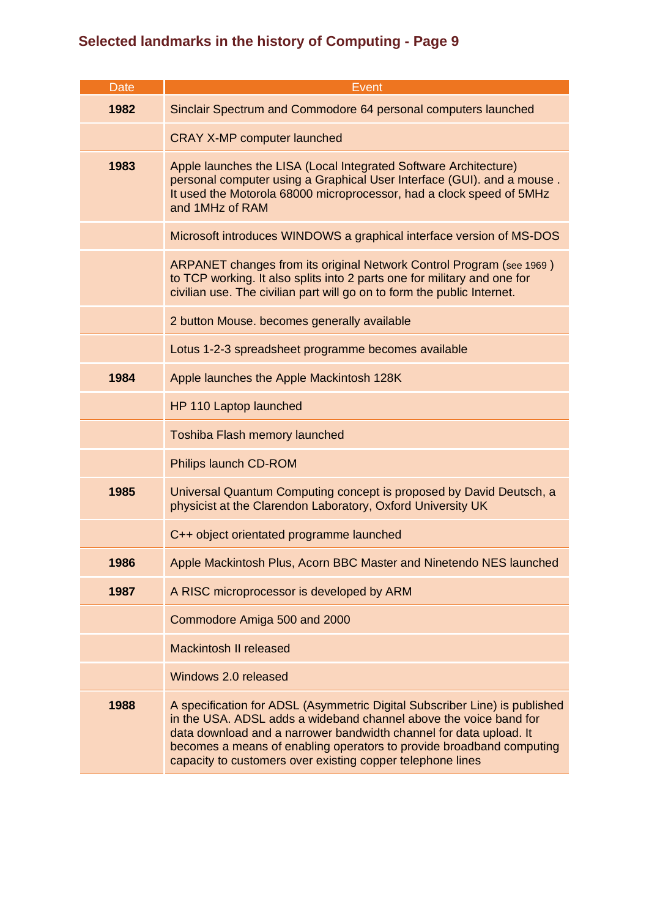## Selected landmarks in the history of Computing - Page 9

| Date | Event |
|---|---|
| **1982** | Sinclair Spectrum and Commodore 64 personal computers launched |
| | CRAY X-MP computer launched |
| **1983** | Apple launches the LISA (Local Integrated Software Architecture) personal computer using a Graphical User Interface (GUI). and a mouse . It used the Motorola 68000 microprocessor, had a clock speed of 5MHz and 1MHz of RAM |
| | Microsoft introduces WINDOWS a graphical interface version of MS-DOS |
| | ARPANET changes from its original Network Control Program (see 1969 ) to TCP working. It also splits into 2 parts one for military and one for civilian use. The civilian part will go on to form the public Internet. |
| | 2 button Mouse. becomes generally available |
| | Lotus 1-2-3 spreadsheet programme becomes available |
| **1984** | Apple launches the Apple Mackintosh 128K |
| | HP 110 Laptop launched |
| | Toshiba Flash memory launched |
| | Philips launch CD-ROM |
| **1985** | Universal Quantum Computing concept is proposed by David Deutsch, a physicist at the Clarendon Laboratory, Oxford University UK |
| | C++ object orientated programme launched |
| **1986** | Apple Mackintosh Plus, Acorn BBC Master and Ninetendo NES launched |
| **1987** | A RISC microprocessor is developed by ARM |
| | Commodore Amiga 500 and 2000 |
| | Mackintosh II released |
| | Windows 2.0 released |
| **1988** | A specification for ADSL (Asymmetric Digital Subscriber Line) is published in the USA. ADSL adds a wideband channel above the voice band for data download and a narrower bandwidth channel for data upload. It becomes a means of enabling operators to provide broadband computing capacity to customers over existing copper telephone lines |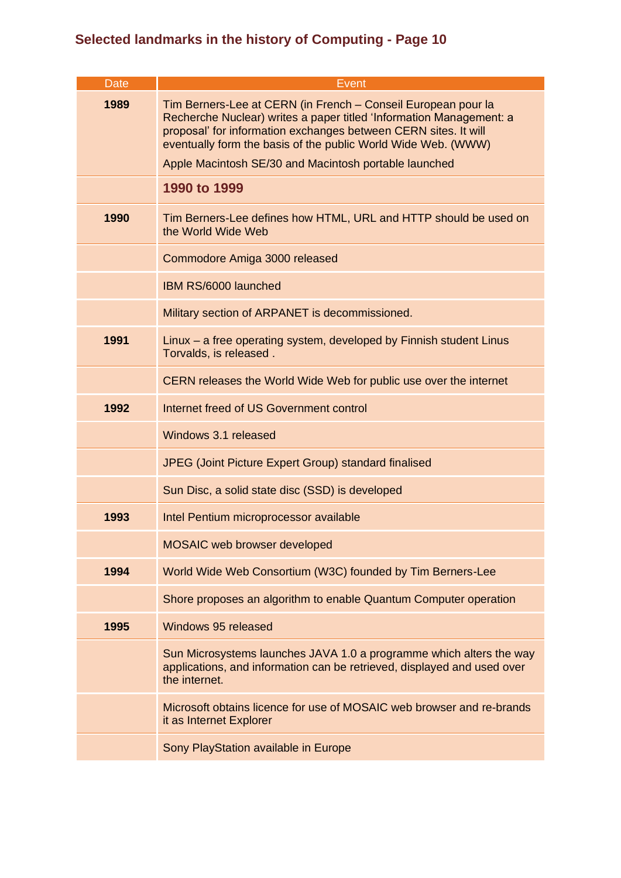## Selected landmarks in the history of Computing - Page 10

| Date | Event |
|---|---|
| **1989** | Tim Berners-Lee at CERN (in French – Conseil European pour la Recherche Nuclear) writes a paper titled 'Information Management: a proposal' for information exchanges between CERN sites. It will eventually form the basis of the public World Wide Web. (WWW)<br>Apple Macintosh SE/30 and Macintosh portable launched |
| | **1990 to 1999** |
| **1990** | Tim Berners-Lee defines how HTML, URL and HTTP should be used on the World Wide Web |
| | Commodore Amiga 3000 released |
| | IBM RS/6000 launched |
| | Military section of ARPANET is decommissioned. |
| **1991** | Linux – a free operating system, developed by Finnish student Linus Torvalds, is released . |
| | CERN releases the World Wide Web for public use over the internet |
| **1992** | Internet freed of US Government control |
| | Windows 3.1 released |
| | JPEG (Joint Picture Expert Group) standard finalised |
| | Sun Disc, a solid state disc (SSD) is developed |
| **1993** | Intel Pentium microprocessor available |
| | MOSAIC web browser developed |
| **1994** | World Wide Web Consortium (W3C) founded by Tim Berners-Lee |
| | Shore proposes an algorithm to enable Quantum Computer operation |
| **1995** | Windows 95 released |
| | Sun Microsystems launches JAVA 1.0 a programme which alters the way applications, and information can be retrieved, displayed and used over the internet. |
| | Microsoft obtains licence for use of MOSAIC web browser and re-brands it as Internet Explorer |
| | Sony PlayStation available in Europe |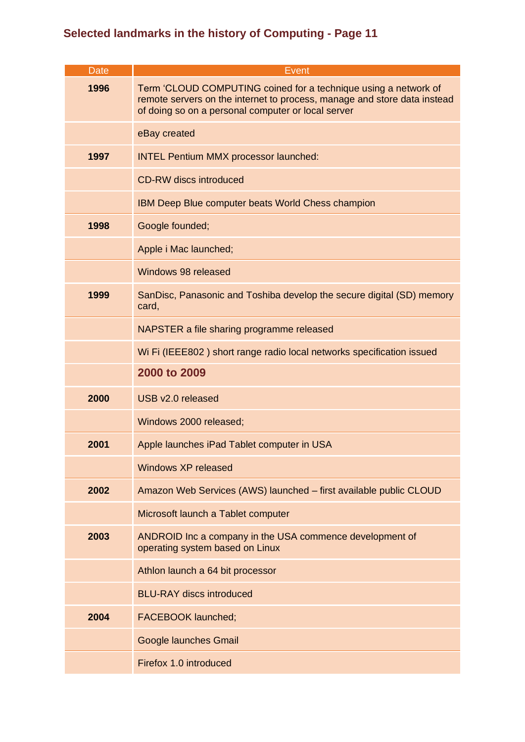## Selected landmarks in the history of Computing - Page 11

| Date | Event |
|---|---|
| **1996** | Term 'CLOUD COMPUTING coined for a technique using a network of remote servers on the internet to process, manage and store data instead of doing so on a personal computer or local server |
| | eBay created |
| **1997** | INTEL Pentium MMX processor launched: |
| | CD-RW discs introduced |
| | IBM Deep Blue computer beats World Chess champion |
| **1998** | Google founded; |
| | Apple i Mac launched; |
| | Windows 98 released |
| **1999** | SanDisc, Panasonic and Toshiba develop the secure digital (SD) memory card, |
| | NAPSTER a file sharing programme released |
| | Wi Fi (IEEE802 ) short range radio local networks specification issued |
| | **2000 to 2009** |
| **2000** | USB v2.0 released |
| | Windows 2000 released; |
| **2001** | Apple launches iPad Tablet computer in USA |
| | Windows XP released |
| **2002** | Amazon Web Services (AWS) launched – first available public CLOUD |
| | Microsoft launch a Tablet computer |
| **2003** | ANDROID Inc a company in the USA commence development of operating system based on Linux |
| | Athlon launch a 64 bit processor |
| | BLU-RAY discs introduced |
| **2004** | FACEBOOK launched; |
| | Google launches Gmail |
| | Firefox 1.0 introduced |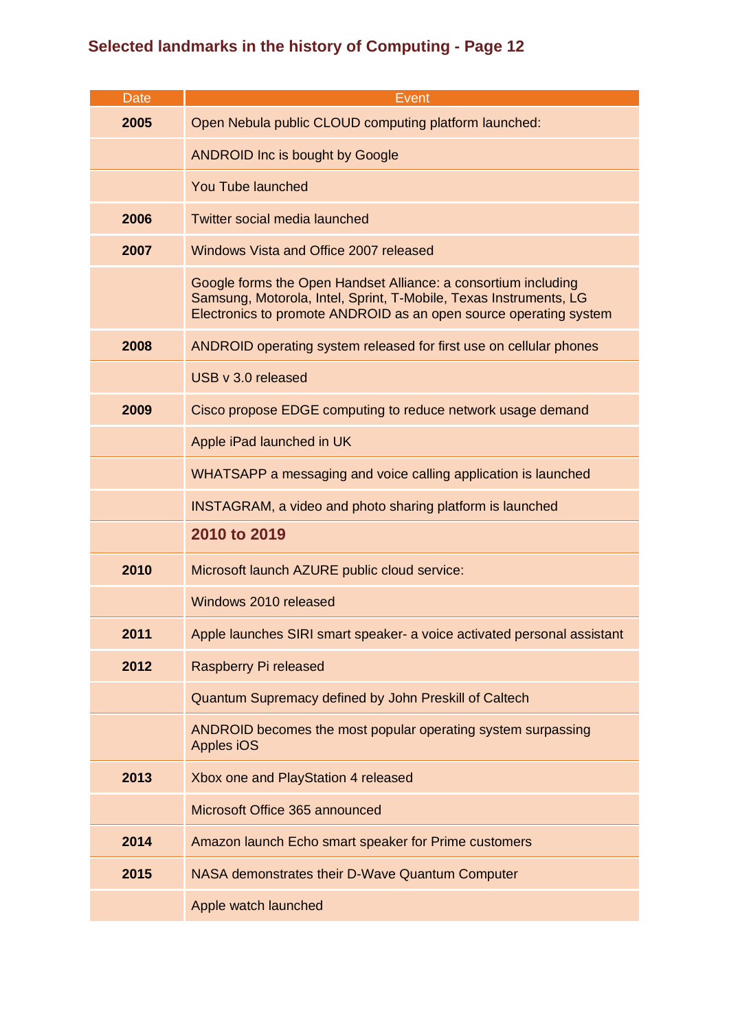## Selected landmarks in the history of Computing - Page 12

| Date | Event |
|---|---|
| **2005** | Open Nebula public CLOUD computing platform launched: |
| | ANDROID Inc is bought by Google |
| | You Tube launched |
| **2006** | Twitter social media launched |
| **2007** | Windows Vista and Office 2007 released |
| | Google forms the Open Handset Alliance: a consortium including Samsung, Motorola, Intel, Sprint, T-Mobile, Texas Instruments, LG Electronics to promote ANDROID as an open source operating system |
| **2008** | ANDROID operating system released for first use on cellular phones |
| | USB v 3.0 released |
| **2009** | Cisco propose EDGE computing to reduce network usage demand |
| | Apple iPad launched in UK |
| | WHATSAPP a messaging and voice calling application is launched |
| | INSTAGRAM, a video and photo sharing platform is launched |
| | **2010 to 2019** |
| **2010** | Microsoft launch AZURE public cloud service: |
| | Windows 2010 released |
| **2011** | Apple launches SIRI smart speaker- a voice activated personal assistant |
| **2012** | Raspberry Pi released |
| | Quantum Supremacy defined by John Preskill of Caltech |
| | ANDROID becomes the most popular operating system surpassing Apples iOS |
| **2013** | Xbox one and PlayStation 4 released |
| | Microsoft Office 365 announced |
| **2014** | Amazon launch Echo smart speaker for Prime customers |
| **2015** | NASA demonstrates their D-Wave Quantum Computer |
| | Apple watch launched |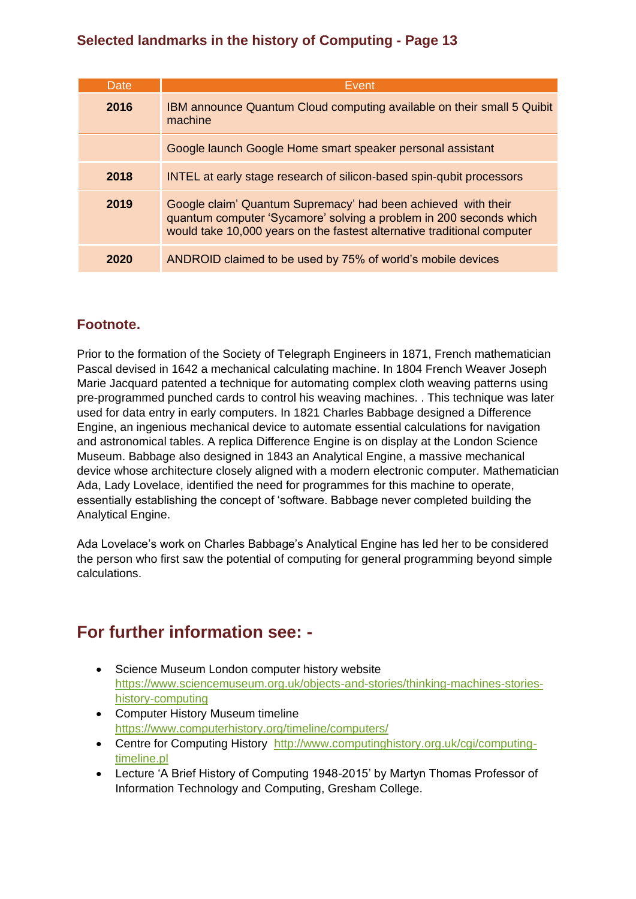## Selected landmarks in the history of Computing - Page 13

| Date | Event |
|---|---|
| **2016** | IBM announce Quantum Cloud computing available on their small 5 Qubit machine |
| | Google launch Google Home smart speaker personal assistant |
| **2018** | INTEL at early stage research of silicon-based spin-qubit processors |
| **2019** | Google claim' Quantum Supremacy' had been achieved with their quantum computer 'Sycamore' solving a problem in 200 seconds which would take 10,000 years on the fastest alternative traditional computer |
| **2020** | ANDROID claimed to be used by 75% of world's mobile devices |

### Footnote.

Prior to the formation of the Society of Telegraph Engineers in 1871, French mathematician Pascal devised in 1642 a mechanical calculating machine. In 1804 French Weaver Joseph Marie Jacquard patented a technique for automating complex cloth weaving patterns using pre-programmed punched cards to control his weaving machines. . This technique was later used for data entry in early computers. In 1821 Charles Babbage designed a Difference Engine, an ingenious mechanical device to automate essential calculations for navigation and astronomical tables. A replica Difference Engine is on display at the London Science Museum. Babbage also designed in 1843 an Analytical Engine, a massive mechanical device whose architecture closely aligned with a modern electronic computer. Mathematician Ada, Lady Lovelace, identified the need for programmes for this machine to operate, essentially establishing the concept of 'software. Babbage never completed building the Analytical Engine.

Ada Lovelace's work on Charles Babbage's Analytical Engine has led her to be considered the person who first saw the potential of computing for general programming beyond simple calculations.

## For further information see: -

- Science Museum London computer history website https://www.sciencemuseum.org.uk/objects-and-stories/thinking-machines-stories-history-computing
- Computer History Museum timeline https://www.computerhistory.org/timeline/computers/
- Centre for Computing History http://www.computinghistory.org.uk/cgi/computing-timeline.pl
- Lecture 'A Brief History of Computing 1948-2015' by Martyn Thomas Professor of Information Technology and Computing, Gresham College.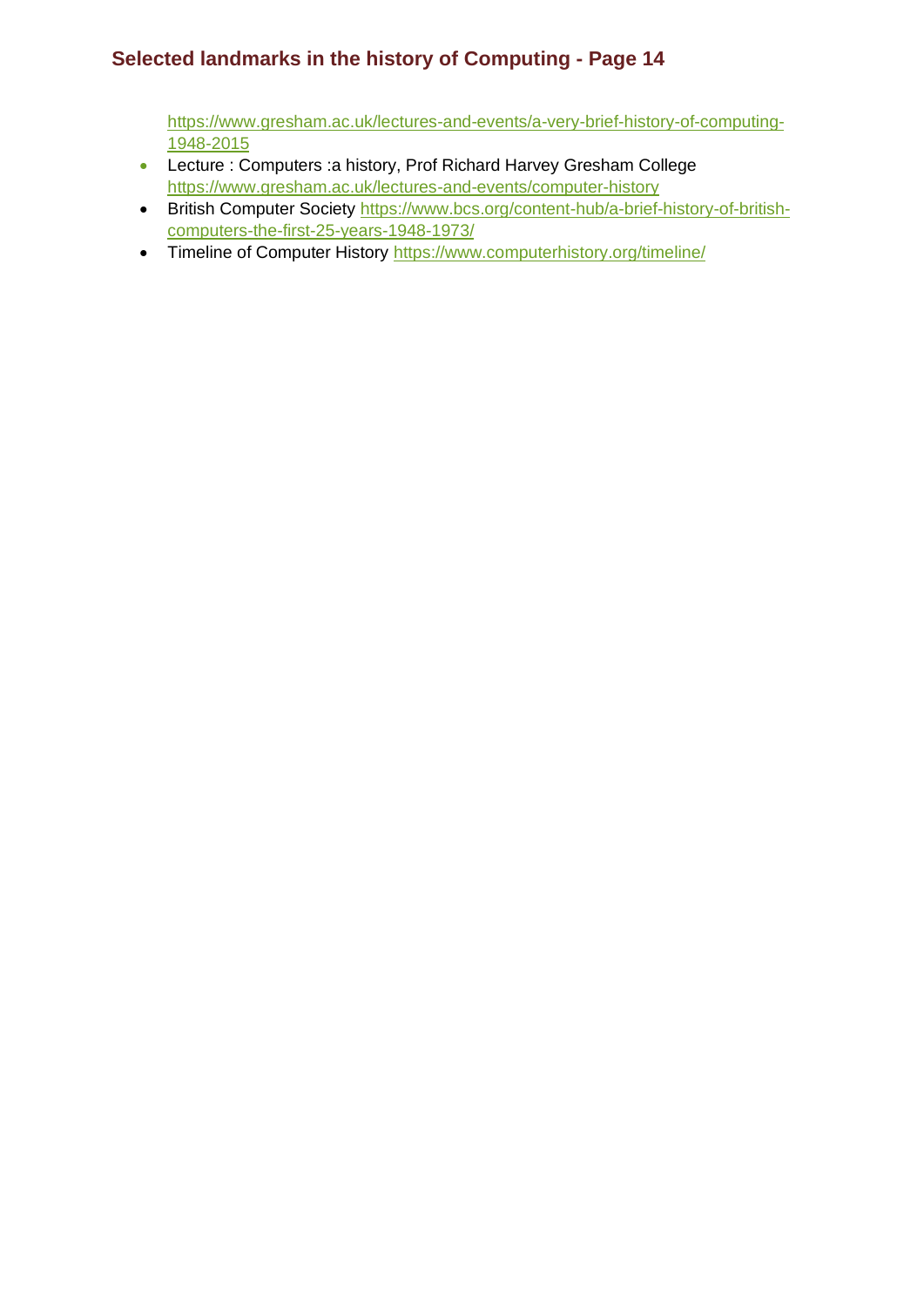https://www.gresham.ac.uk/lectures-and-events/a-very-brief-history-of-computing-1948-2015

- Lecture : Computers :a history, Prof Richard Harvey Gresham College https://www.gresham.ac.uk/lectures-and-events/computer-history
- British Computer Society https://www.bcs.org/content-hub/a-brief-history-of-british-computers-the-first-25-years-1948-1973/
- Timeline of Computer History https://www.computerhistory.org/timeline/